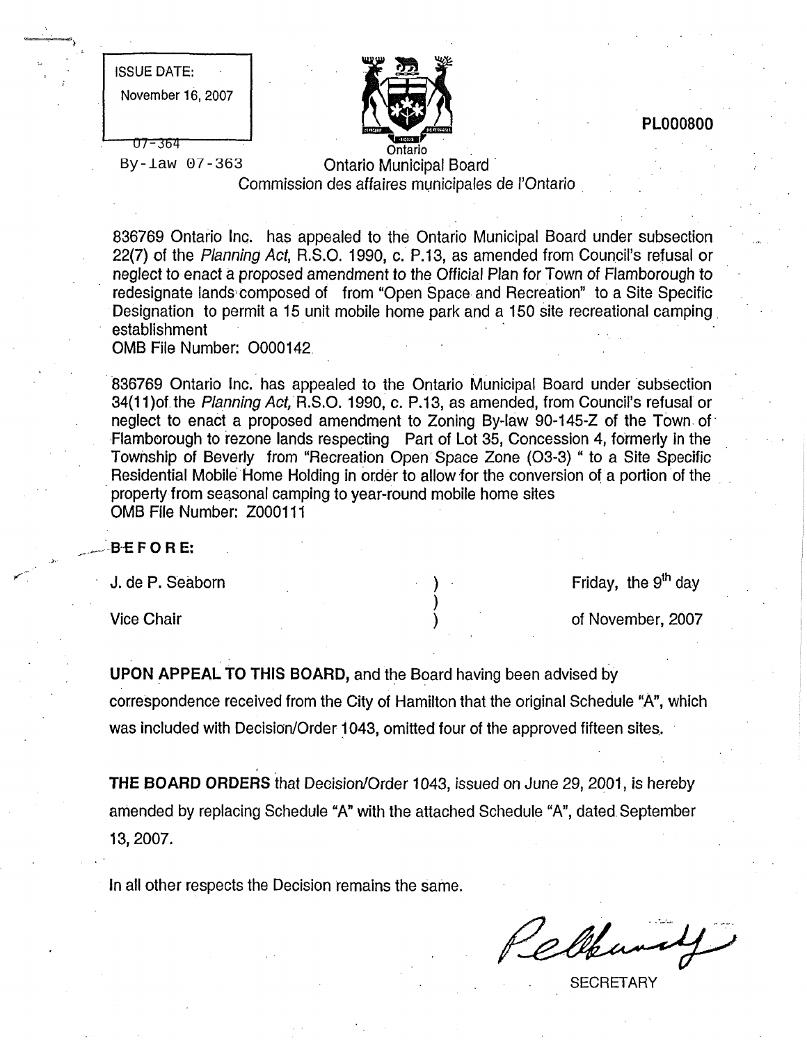ISSUE DATE:

November 16, 2007

07-364

By-law 07-363

**PL000800**

Ontario

Ontario Municipal Board

Commission des affaires municipales de l'Ontario

836769 Ontario Inc. has appealed to the Ontario Municipal Board under subsection 22(7) of the *Planning Act*, R.S.O. 1990, c. P.13, as amended from Council's refusal or neglect to enact a proposed amendment to the Official Plan for Town of Flamborough to redesignate lands composed of from "Open Space and Recreation" to a Site Specific Designation to permit a 15 unit mobile home park and a 150 site recreational camping establishment
OMB File Number: O000142

836769 Ontario Inc. has appealed to the Ontario Municipal Board under subsection 34(11) of the *Planning Act*, R.S.O. 1990, c. P.13, as amended, from Council's refusal or neglect to enact a proposed amendment to Zoning By-law 90-145-Z of the Town of Flamborough to rezone lands respecting Part of Lot 35, Concession 4, formerly in the Township of Beverly from "Recreation Open Space Zone (O3-3)" to a Site Specific Residential Mobile Home Holding in order to allow for the conversion of a portion of the property from seasonal camping to year-round mobile home sites
OMB File Number: Z000111

**BEFORE:**

| | | |
|---|---|---|
| J. de P. Seaborn | ) | Friday, the 9th day |
| | ) | |
| Vice Chair | ) | of November, 2007 |

**UPON APPEAL TO THIS BOARD,** and the Board having been advised by correspondence received from the City of Hamilton that the original Schedule "A", which was included with Decision/Order 1043, omitted four of the approved fifteen sites.

**THE BOARD ORDERS** that Decision/Order 1043, issued on June 29, 2001, is hereby amended by replacing Schedule "A" with the attached Schedule "A", dated September 13, 2007.

In all other respects the Decision remains the same.

SECRETARY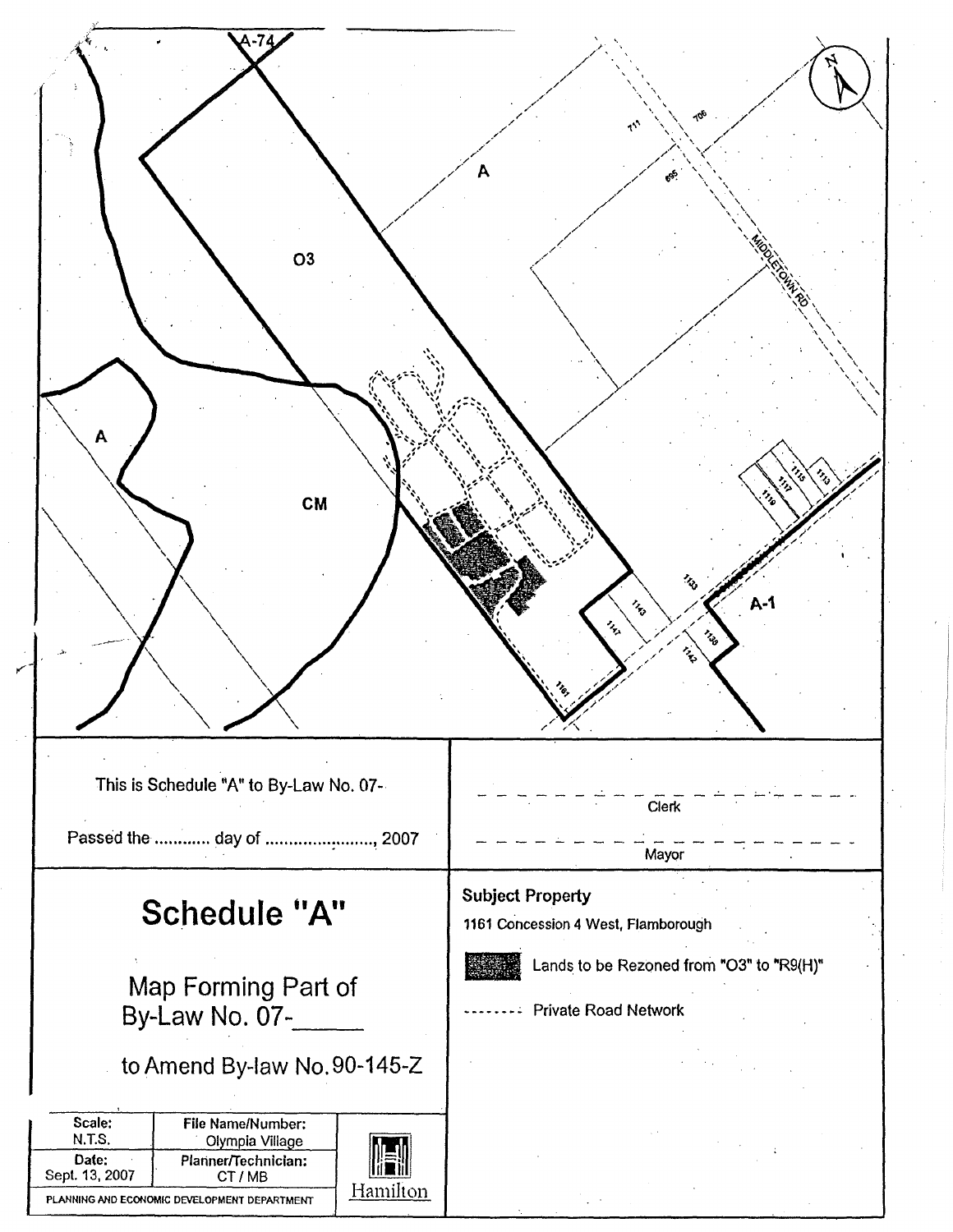This is Schedule "A" to By-Law No. 07-

Passed the ........... day of ......................, 2007

Clerk

Mayor

# Schedule "A"

Map Forming Part of By-Law No. 07-\_\_\_\_\_

to Amend By-law No. 90-145-Z

**Subject Property**

1161 Concession 4 West, Flamborough

Lands to be Rezoned from "O3" to "R9(H)"

-------- Private Road Network

| Scale: | File Name/Number: |
| --- | --- |
| N.T.S. | Olympia Village |
| **Date:** | **Planner/Technician:** |
| Sept. 13, 2007 | CT / MB |

PLANNING AND ECONOMIC DEVELOPMENT DEPARTMENT

Hamilton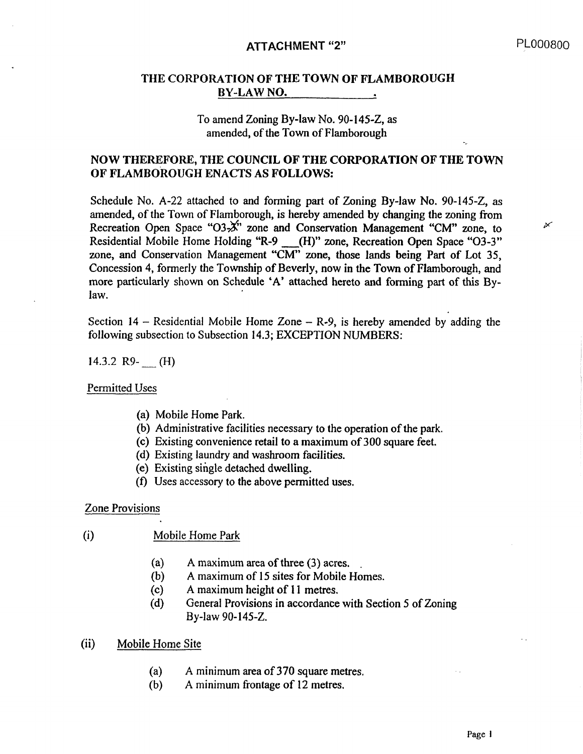ATTACHMENT "2"

PL000800

## THE CORPORATION OF THE TOWN OF FLAMBOROUGH
## BY-LAW NO. ____________.

To amend Zoning By-law No. 90-145-Z, as amended, of the Town of Flamborough

## NOW THEREFORE, THE COUNCIL OF THE CORPORATION OF THE TOWN OF FLAMBOROUGH ENACTS AS FOLLOWS:

Schedule No. A-22 attached to and forming part of Zoning By-law No. 90-145-Z, as amended, of the Town of Flamborough, is hereby amended by changing the zoning from Recreation Open Space "O3-3" zone and Conservation Management "CM" zone, to Residential Mobile Home Holding "R-9 ___(H)" zone, Recreation Open Space "O3-3" zone, and Conservation Management "CM" zone, those lands being Part of Lot 35, Concession 4, formerly the Township of Beverly, now in the Town of Flamborough, and more particularly shown on Schedule 'A' attached hereto and forming part of this By-law.

Section 14 – Residential Mobile Home Zone – R-9, is hereby amended by adding the following subsection to Subsection 14.3; EXCEPTION NUMBERS:

14.3.2 R9-___ (H)

Permitted Uses

- (a) Mobile Home Park.
- (b) Administrative facilities necessary to the operation of the park.
- (c) Existing convenience retail to a maximum of 300 square feet.
- (d) Existing laundry and washroom facilities.
- (e) Existing single detached dwelling.
- (f) Uses accessory to the above permitted uses.

Zone Provisions

(i) Mobile Home Park

- (a) A maximum area of three (3) acres.
- (b) A maximum of 15 sites for Mobile Homes.
- (c) A maximum height of 11 metres.
- (d) General Provisions in accordance with Section 5 of Zoning By-law 90-145-Z.

(ii) Mobile Home Site

- (a) A minimum area of 370 square metres.
- (b) A minimum frontage of 12 metres.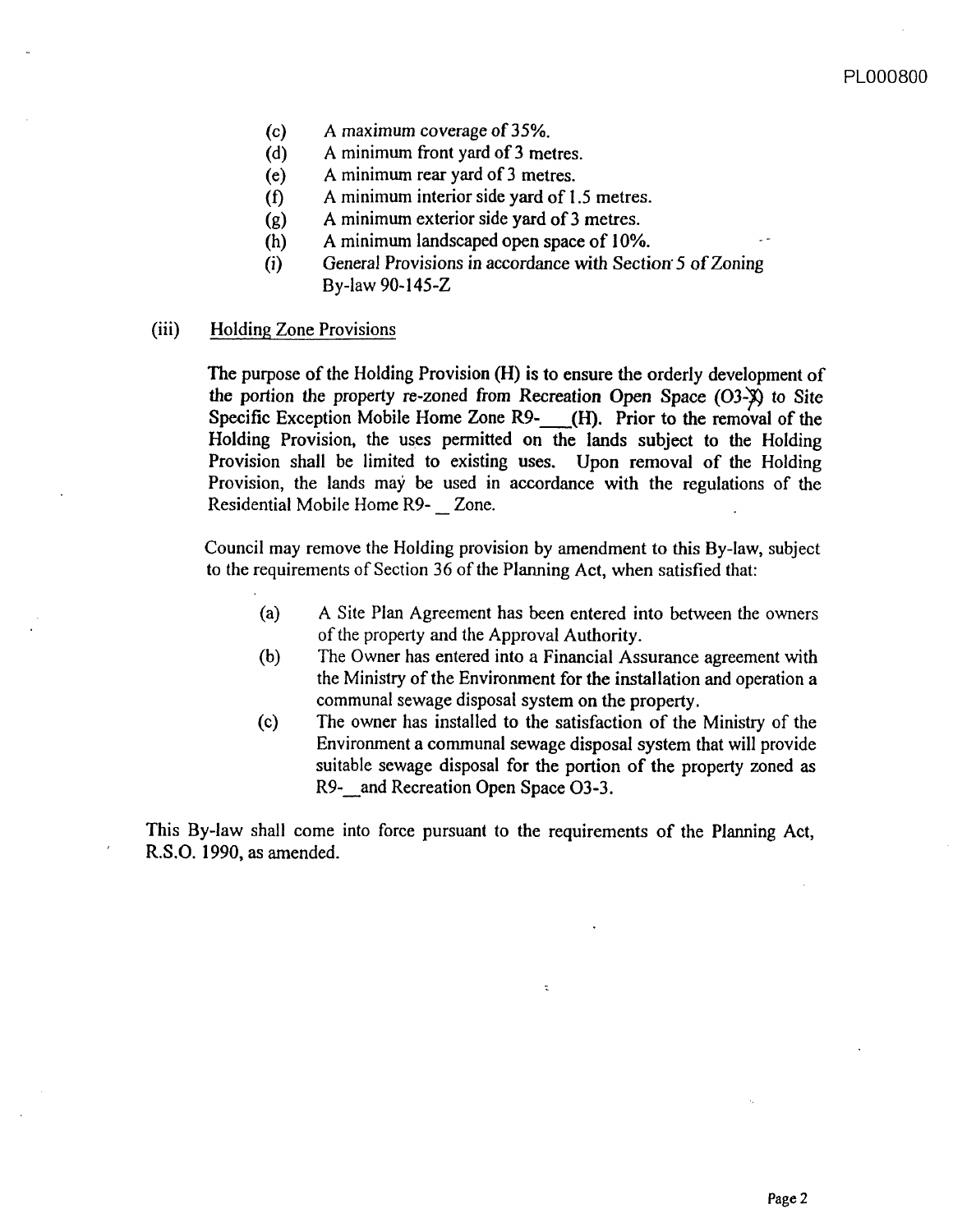(c) A maximum coverage of 35%.
(d) A minimum front yard of 3 metres.
(e) A minimum rear yard of 3 metres.
(f) A minimum interior side yard of 1.5 metres.
(g) A minimum exterior side yard of 3 metres.
(h) A minimum landscaped open space of 10%.
(i) General Provisions in accordance with Section 5 of Zoning By-law 90-145-Z

(iii) Holding Zone Provisions

The purpose of the Holding Provision (H) is to ensure the orderly development of the portion the property re-zoned from Recreation Open Space (O3-7) to Site Specific Exception Mobile Home Zone R9-___(H). Prior to the removal of the Holding Provision, the uses permitted on the lands subject to the Holding Provision shall be limited to existing uses. Upon removal of the Holding Provision, the lands may be used in accordance with the regulations of the Residential Mobile Home R9- __ Zone.

Council may remove the Holding provision by amendment to this By-law, subject to the requirements of Section 36 of the Planning Act, when satisfied that:

(a) A Site Plan Agreement has been entered into between the owners of the property and the Approval Authority.
(b) The Owner has entered into a Financial Assurance agreement with the Ministry of the Environment for the installation and operation a communal sewage disposal system on the property.
(c) The owner has installed to the satisfaction of the Ministry of the Environment a communal sewage disposal system that will provide suitable sewage disposal for the portion of the property zoned as R9-__and Recreation Open Space O3-3.

This By-law shall come into force pursuant to the requirements of the Planning Act, R.S.O. 1990, as amended.